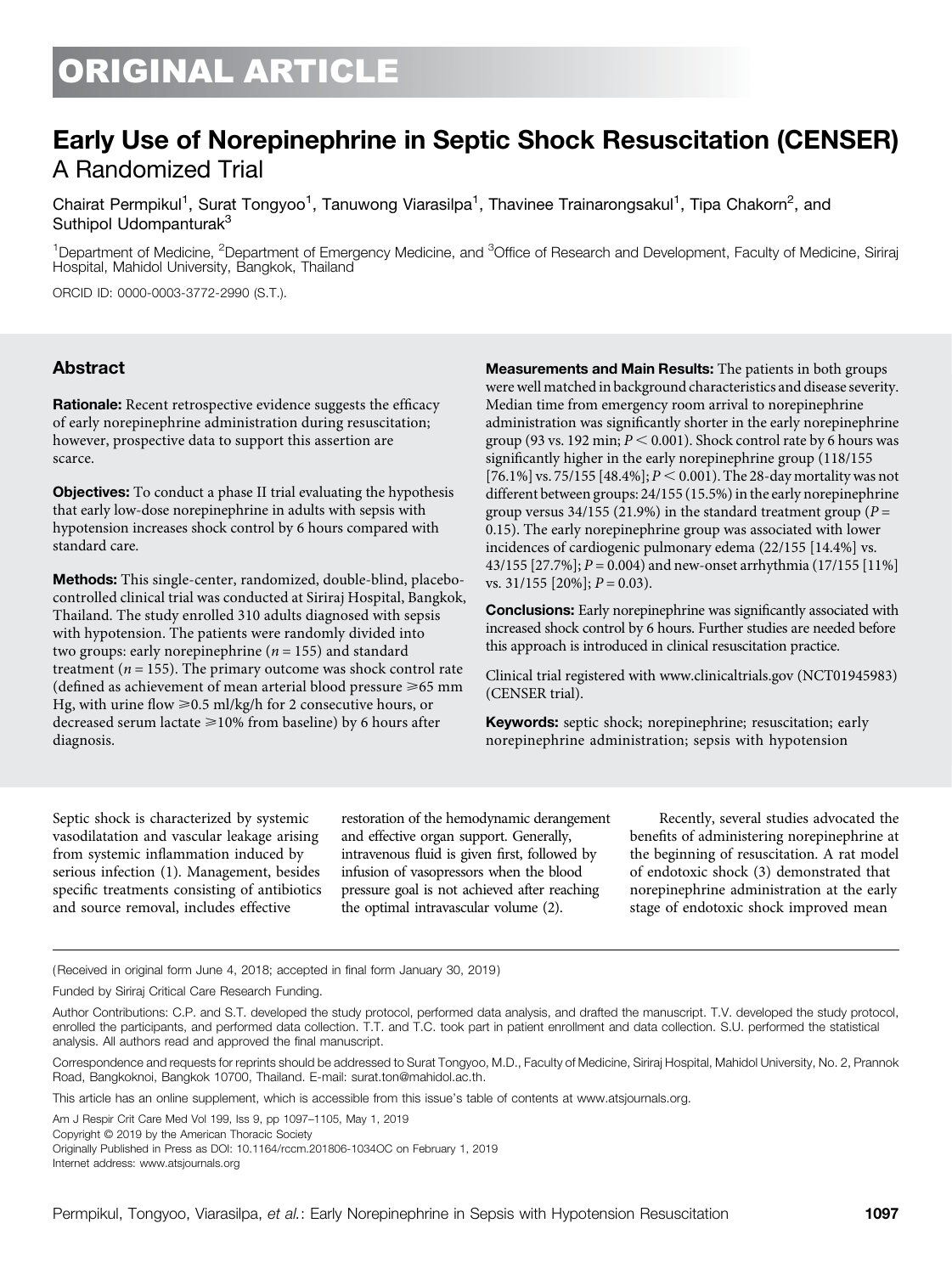# ORIGINAL ARTICLE

## Early Use of Norepinephrine in Septic Shock Resuscitation (CENSER)

### A Randomized Trial

Chairat Permpikul[1], Surat Tongyoo[1], Tanuwong Viarasilpa[1], Thavinee Trainarongsakul[1], Tipa Chakorn[2], and Suthipol Udompanturak[3]

[1]Department of Medicine, [2]Department of Emergency Medicine, and [3]Office of Research and Development, Faculty of Medicine, Siriraj Hospital, Mahidol University, Bangkok, Thailand

ORCID ID: 0000-0003-3772-2990 (S.T.).

## Abstract

**Rationale:** Recent retrospective evidence suggests the efficacy of early norepinephrine administration during resuscitation; however, prospective data to support this assertion are scarce.

**Objectives:** To conduct a phase II trial evaluating the hypothesis that early low-dose norepinephrine in adults with sepsis with hypotension increases shock control by 6 hours compared with standard care.

**Methods:** This single-center, randomized, double-blind, placebo-controlled clinical trial was conducted at Siriraj Hospital, Bangkok, Thailand. The study enrolled 310 adults diagnosed with sepsis with hypotension. The patients were randomly divided into two groups: early norepinephrine ($n = 155$) and standard treatment ($n = 155$). The primary outcome was shock control rate (defined as achievement of mean arterial blood pressure ⩾65 mm Hg, with urine flow ⩾0.5 ml/kg/h for 2 consecutive hours, or decreased serum lactate ⩾10% from baseline) by 6 hours after diagnosis.

**Measurements and Main Results:** The patients in both groups were well matched in background characteristics and disease severity. Median time from emergency room arrival to norepinephrine administration was significantly shorter in the early norepinephrine group (93 vs. 192 min; $P < 0.001$). Shock control rate by 6 hours was significantly higher in the early norepinephrine group (118/155 [76.1%] vs. 75/155 [48.4%]; $P < 0.001$). The 28-day mortality was not different between groups: 24/155 (15.5%) in the early norepinephrine group versus 34/155 (21.9%) in the standard treatment group ($P = 0.15$). The early norepinephrine group was associated with lower incidences of cardiogenic pulmonary edema (22/155 [14.4%] vs. 43/155 [27.7%]; $P = 0.004$) and new-onset arrhythmia (17/155 [11%] vs. 31/155 [20%]; $P = 0.03$).

**Conclusions:** Early norepinephrine was significantly associated with increased shock control by 6 hours. Further studies are needed before this approach is introduced in clinical resuscitation practice.

Clinical trial registered with www.clinicaltrials.gov (NCT01945983) (CENSER trial).

**Keywords:** septic shock; norepinephrine; resuscitation; early norepinephrine administration; sepsis with hypotension

Septic shock is characterized by systemic vasodilatation and vascular leakage arising from systemic inflammation induced by serious infection (1). Management, besides specific treatments consisting of antibiotics and source removal, includes effective restoration of the hemodynamic derangement and effective organ support. Generally, intravenous fluid is given first, followed by infusion of vasopressors when the blood pressure goal is not achieved after reaching the optimal intravascular volume (2).

Recently, several studies advocated the benefits of administering norepinephrine at the beginning of resuscitation. A rat model of endotoxic shock (3) demonstrated that norepinephrine administration at the early stage of endotoxic shock improved mean

(Received in original form June 4, 2018; accepted in final form January 30, 2019)

Funded by Siriraj Critical Care Research Funding.

Author Contributions: C.P. and S.T. developed the study protocol, performed data analysis, and drafted the manuscript. T.V. developed the study protocol, enrolled the participants, and performed data collection. T.T. and T.C. took part in patient enrollment and data collection. S.U. performed the statistical analysis. All authors read and approved the final manuscript.

Correspondence and requests for reprints should be addressed to Surat Tongyoo, M.D., Faculty of Medicine, Siriraj Hospital, Mahidol University, No. 2, Prannok Road, Bangkoknoi, Bangkok 10700, Thailand. E-mail: surat.ton@mahidol.ac.th.

This article has an online supplement, which is accessible from this issue's table of contents at www.atsjournals.org.

Am J Respir Crit Care Med Vol 199, Iss 9, pp 1097–1105, May 1, 2019

Copyright © 2019 by the American Thoracic Society

Originally Published in Press as DOI: 10.1164/rccm.201806-1034OC on February 1, 2019

Internet address: www.atsjournals.org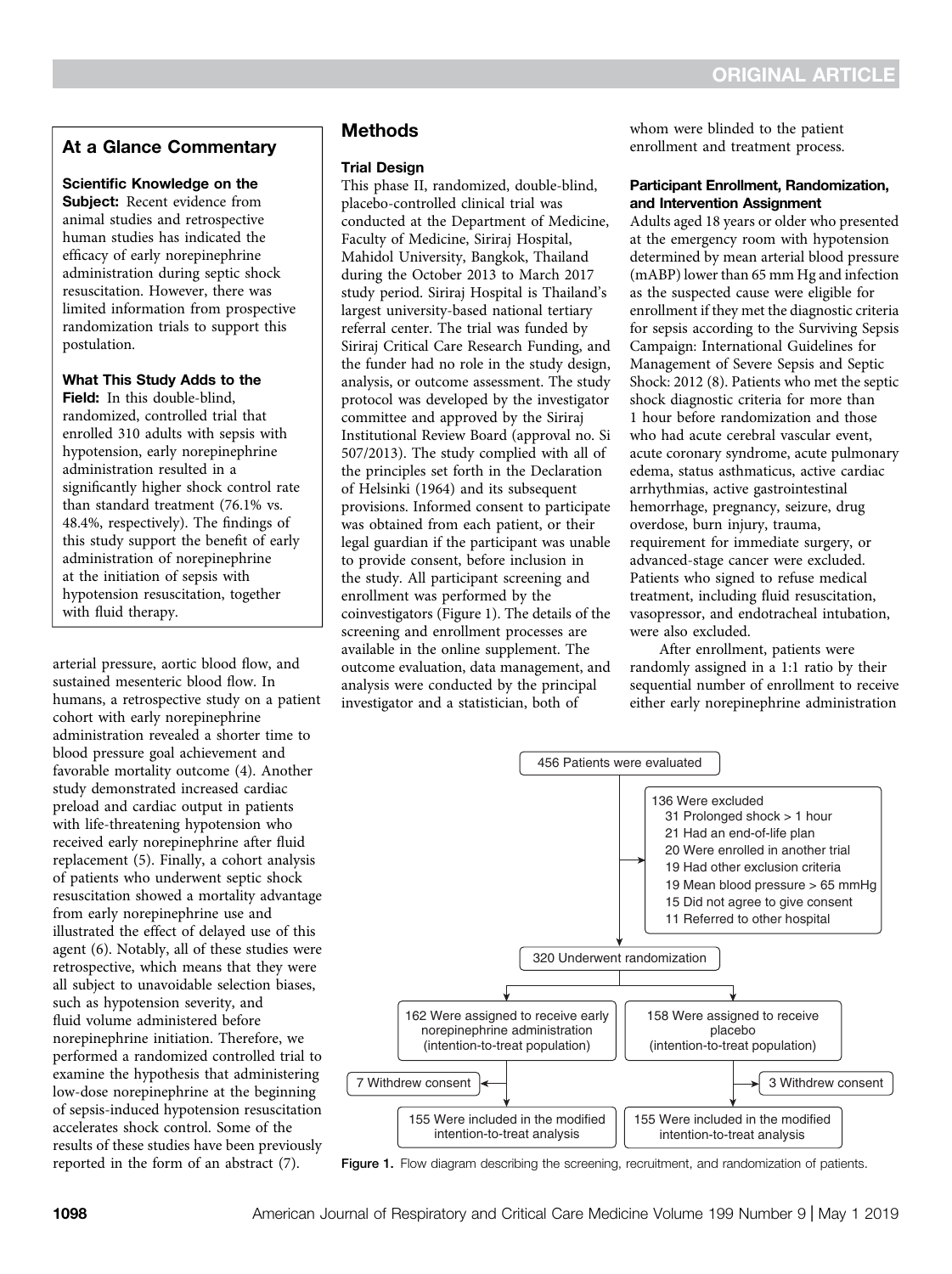## At a Glance Commentary

**Scientific Knowledge on the Subject:** Recent evidence from animal studies and retrospective human studies has indicated the efficacy of early norepinephrine administration during septic shock resuscitation. However, there was limited information from prospective randomization trials to support this postulation.

**What This Study Adds to the Field:** In this double-blind, randomized, controlled trial that enrolled 310 adults with sepsis with hypotension, early norepinephrine administration resulted in a significantly higher shock control rate than standard treatment (76.1% vs. 48.4%, respectively). The findings of this study support the benefit of early administration of norepinephrine at the initiation of sepsis with hypotension resuscitation, together with fluid therapy.

arterial pressure, aortic blood flow, and sustained mesenteric blood flow. In humans, a retrospective study on a patient cohort with early norepinephrine administration revealed a shorter time to blood pressure goal achievement and favorable mortality outcome (4). Another study demonstrated increased cardiac preload and cardiac output in patients with life-threatening hypotension who received early norepinephrine after fluid replacement (5). Finally, a cohort analysis of patients who underwent septic shock resuscitation showed a mortality advantage from early norepinephrine use and illustrated the effect of delayed use of this agent (6). Notably, all of these studies were retrospective, which means that they were all subject to unavoidable selection biases, such as hypotension severity, and fluid volume administered before norepinephrine initiation. Therefore, we performed a randomized controlled trial to examine the hypothesis that administering low-dose norepinephrine at the beginning of sepsis-induced hypotension resuscitation accelerates shock control. Some of the results of these studies have been previously reported in the form of an abstract (7).

## Methods

### Trial Design

This phase II, randomized, double-blind, placebo-controlled clinical trial was conducted at the Department of Medicine, Faculty of Medicine, Siriraj Hospital, Mahidol University, Bangkok, Thailand during the October 2013 to March 2017 study period. Siriraj Hospital is Thailand's largest university-based national tertiary referral center. The trial was funded by Siriraj Critical Care Research Funding, and the funder had no role in the study design, analysis, or outcome assessment. The study protocol was developed by the investigator committee and approved by the Siriraj Institutional Review Board (approval no. Si 507/2013). The study complied with all of the principles set forth in the Declaration of Helsinki (1964) and its subsequent provisions. Informed consent to participate was obtained from each patient, or their legal guardian if the participant was unable to provide consent, before inclusion in the study. All participant screening and enrollment was performed by the coinvestigators (Figure 1). The details of the screening and enrollment processes are available in the online supplement. The outcome evaluation, data management, and analysis were conducted by the principal investigator and a statistician, both of whom were blinded to the patient enrollment and treatment process.

### Participant Enrollment, Randomization, and Intervention Assignment

Adults aged 18 years or older who presented at the emergency room with hypotension determined by mean arterial blood pressure (mABP) lower than 65 mm Hg and infection as the suspected cause were eligible for enrollment if they met the diagnostic criteria for sepsis according to the Surviving Sepsis Campaign: International Guidelines for Management of Severe Sepsis and Septic Shock: 2012 (8). Patients who met the septic shock diagnostic criteria for more than 1 hour before randomization and those who had acute cerebral vascular event, acute coronary syndrome, acute pulmonary edema, status asthmaticus, active cardiac arrhythmias, active gastrointestinal hemorrhage, pregnancy, seizure, drug overdose, burn injury, trauma, requirement for immediate surgery, or advanced-stage cancer were excluded. Patients who signed to refuse medical treatment, including fluid resuscitation, vasopressor, and endotracheal intubation, were also excluded.

After enrollment, patients were randomly assigned in a 1:1 ratio by their sequential number of enrollment to receive either early norepinephrine administration

- 456 Patients were evaluated
- 136 Were excluded
  - 31 Prolonged shock > 1 hour
  - 21 Had an end-of-life plan
  - 20 Were enrolled in another trial
  - 19 Had other exclusion criteria
  - 19 Mean blood pressure > 65 mmHg
  - 15 Did not agree to give consent
  - 11 Referred to other hospital
- 320 Underwent randomization
  - 162 Were assigned to receive early norepinephrine administration (intention-to-treat population)
    - 7 Withdrew consent
    - 155 Were included in the modified intention-to-treat analysis
  - 158 Were assigned to receive placebo (intention-to-treat population)
    - 3 Withdrew consent
    - 155 Were included in the modified intention-to-treat analysis

**Figure 1.** Flow diagram describing the screening, recruitment, and randomization of patients.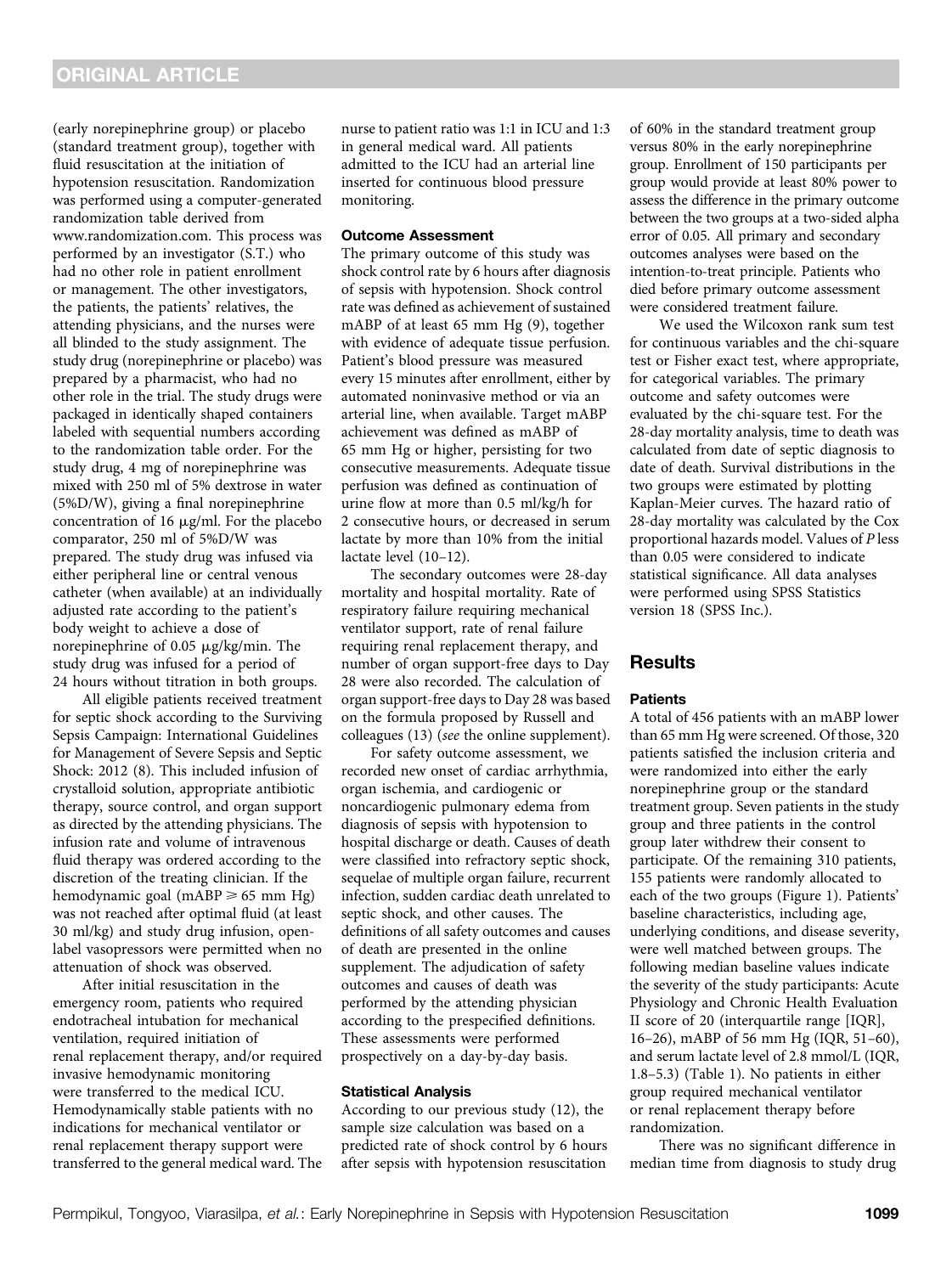(early norepinephrine group) or placebo (standard treatment group), together with fluid resuscitation at the initiation of hypotension resuscitation. Randomization was performed using a computer-generated randomization table derived from www.randomization.com. This process was performed by an investigator (S.T.) who had no other role in patient enrollment or management. The other investigators, the patients, the patients' relatives, the attending physicians, and the nurses were all blinded to the study assignment. The study drug (norepinephrine or placebo) was prepared by a pharmacist, who had no other role in the trial. The study drugs were packaged in identically shaped containers labeled with sequential numbers according to the randomization table order. For the study drug, 4 mg of norepinephrine was mixed with 250 ml of 5% dextrose in water (5%D/W), giving a final norepinephrine concentration of 16 μg/ml. For the placebo comparator, 250 ml of 5%D/W was prepared. The study drug was infused via either peripheral line or central venous catheter (when available) at an individually adjusted rate according to the patient's body weight to achieve a dose of norepinephrine of 0.05 μg/kg/min. The study drug was infused for a period of 24 hours without titration in both groups.

All eligible patients received treatment for septic shock according to the Surviving Sepsis Campaign: International Guidelines for Management of Severe Sepsis and Septic Shock: 2012 (8). This included infusion of crystalloid solution, appropriate antibiotic therapy, source control, and organ support as directed by the attending physicians. The infusion rate and volume of intravenous fluid therapy was ordered according to the discretion of the treating clinician. If the hemodynamic goal (mABP ≥ 65 mm Hg) was not reached after optimal fluid (at least 30 ml/kg) and study drug infusion, open-label vasopressors were permitted when no attenuation of shock was observed.

After initial resuscitation in the emergency room, patients who required endotracheal intubation for mechanical ventilation, required initiation of renal replacement therapy, and/or required invasive hemodynamic monitoring were transferred to the medical ICU. Hemodynamically stable patients with no indications for mechanical ventilator or renal replacement therapy support were transferred to the general medical ward. The nurse to patient ratio was 1:1 in ICU and 1:3 in general medical ward. All patients admitted to the ICU had an arterial line inserted for continuous blood pressure monitoring.

### Outcome Assessment

The primary outcome of this study was shock control rate by 6 hours after diagnosis of sepsis with hypotension. Shock control rate was defined as achievement of sustained mABP of at least 65 mm Hg (9), together with evidence of adequate tissue perfusion. Patient's blood pressure was measured every 15 minutes after enrollment, either by automated noninvasive method or via an arterial line, when available. Target mABP achievement was defined as mABP of 65 mm Hg or higher, persisting for two consecutive measurements. Adequate tissue perfusion was defined as continuation of urine flow at more than 0.5 ml/kg/h for 2 consecutive hours, or decreased in serum lactate by more than 10% from the initial lactate level (10–12).

The secondary outcomes were 28-day mortality and hospital mortality. Rate of respiratory failure requiring mechanical ventilator support, rate of renal failure requiring renal replacement therapy, and number of organ support-free days to Day 28 were also recorded. The calculation of organ support-free days to Day 28 was based on the formula proposed by Russell and colleagues (13) (*see* the online supplement).

For safety outcome assessment, we recorded new onset of cardiac arrhythmia, organ ischemia, and cardiogenic or noncardiogenic pulmonary edema from diagnosis of sepsis with hypotension to hospital discharge or death. Causes of death were classified into refractory septic shock, sequelae of multiple organ failure, recurrent infection, sudden cardiac death unrelated to septic shock, and other causes. The definitions of all safety outcomes and causes of death are presented in the online supplement. The adjudication of safety outcomes and causes of death was performed by the attending physician according to the prespecified definitions. These assessments were performed prospectively on a day-by-day basis.

### Statistical Analysis

According to our previous study (12), the sample size calculation was based on a predicted rate of shock control by 6 hours after sepsis with hypotension resuscitation of 60% in the standard treatment group versus 80% in the early norepinephrine group. Enrollment of 150 participants per group would provide at least 80% power to assess the difference in the primary outcome between the two groups at a two-sided alpha error of 0.05. All primary and secondary outcomes analyses were based on the intention-to-treat principle. Patients who died before primary outcome assessment were considered treatment failure.

We used the Wilcoxon rank sum test for continuous variables and the chi-square test or Fisher exact test, where appropriate, for categorical variables. The primary outcome and safety outcomes were evaluated by the chi-square test. For the 28-day mortality analysis, time to death was calculated from date of septic diagnosis to date of death. Survival distributions in the two groups were estimated by plotting Kaplan-Meier curves. The hazard ratio of 28-day mortality was calculated by the Cox proportional hazards model. Values of *P* less than 0.05 were considered to indicate statistical significance. All data analyses were performed using SPSS Statistics version 18 (SPSS Inc.).

## Results

### Patients

A total of 456 patients with an mABP lower than 65 mm Hg were screened. Of those, 320 patients satisfied the inclusion criteria and were randomized into either the early norepinephrine group or the standard treatment group. Seven patients in the study group and three patients in the control group later withdrew their consent to participate. Of the remaining 310 patients, 155 patients were randomly allocated to each of the two groups (Figure 1). Patients' baseline characteristics, including age, underlying conditions, and disease severity, were well matched between groups. The following median baseline values indicate the severity of the study participants: Acute Physiology and Chronic Health Evaluation II score of 20 (interquartile range [IQR], 16–26), mABP of 56 mm Hg (IQR, 51–60), and serum lactate level of 2.8 mmol/L (IQR, 1.8–5.3) (Table 1). No patients in either group required mechanical ventilator or renal replacement therapy before randomization.

There was no significant difference in median time from diagnosis to study drug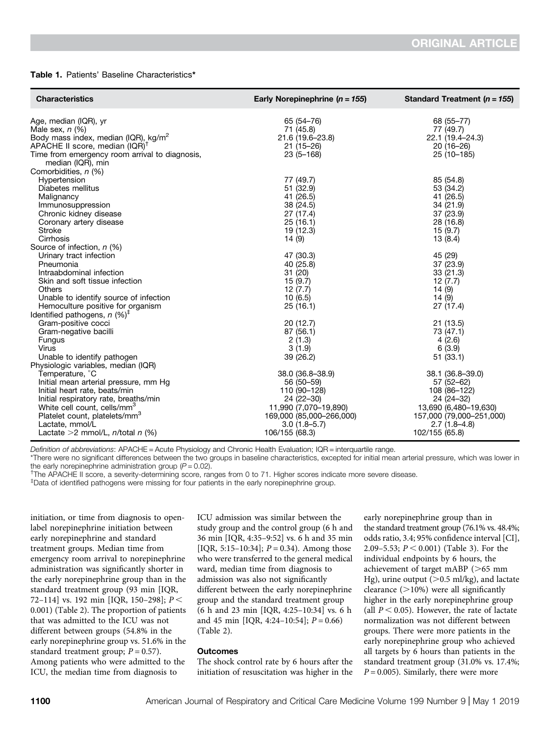**Table 1.** Patients' Baseline Characteristics*

| Characteristics | Early Norepinephrine (*n* = 155) | Standard Treatment (*n* = 155) |
|---|---|---|
| Age, median (IQR), yr | 65 (54–76) | 68 (55–77) |
| Male sex, *n* (%) | 71 (45.8) | 77 (49.7) |
| Body mass index, median (IQR), kg/m$^2$ | 21.6 (19.6–23.8) | 22.1 (19.4–24.3) |
| APACHE II score, median (IQR)[†] | 21 (15–26) | 20 (16–26) |
| Time from emergency room arrival to diagnosis, median (IQR), min | 23 (5–168) | 25 (10–185) |
| Comorbidities, *n* (%) | | |
| Hypertension | 77 (49.7) | 85 (54.8) |
| Diabetes mellitus | 51 (32.9) | 53 (34.2) |
| Malignancy | 41 (26.5) | 41 (26.5) |
| Immunosuppression | 38 (24.5) | 34 (21.9) |
| Chronic kidney disease | 27 (17.4) | 37 (23.9) |
| Coronary artery disease | 25 (16.1) | 28 (16.8) |
| Stroke | 19 (12.3) | 15 (9.7) |
| Cirrhosis | 14 (9) | 13 (8.4) |
| Source of infection, *n* (%) | | |
| Urinary tract infection | 47 (30.3) | 45 (29) |
| Pneumonia | 40 (25.8) | 37 (23.9) |
| Intraabdominal infection | 31 (20) | 33 (21.3) |
| Skin and soft tissue infection | 15 (9.7) | 12 (7.7) |
| Others | 12 (7.7) | 14 (9) |
| Unable to identify source of infection | 10 (6.5) | 14 (9) |
| Hemoculture positive for organism | 25 (16.1) | 27 (17.4) |
| Identified pathogens, *n* (%)[‡] | | |
| Gram-positive cocci | 20 (12.7) | 21 (13.5) |
| Gram-negative bacilli | 87 (56.1) | 73 (47.1) |
| Fungus | 2 (1.3) | 4 (2.6) |
| Virus | 3 (1.9) | 6 (3.9) |
| Unable to identify pathogen | 39 (26.2) | 51 (33.1) |
| Physiologic variables, median (IQR) | | |
| Temperature, °C | 38.0 (36.8–38.9) | 38.1 (36.8–39.0) |
| Initial mean arterial pressure, mm Hg | 56 (50–59) | 57 (52–62) |
| Initial heart rate, beats/min | 110 (90–128) | 108 (86–122) |
| Initial respiratory rate, breaths/min | 24 (22–30) | 24 (24–32) |
| White cell count, cells/mm$^3$ | 11,990 (7,070–19,890) | 13,690 (6,480–19,630) |
| Platelet count, platelets/mm$^3$ | 169,000 (85,000–266,000) | 157,000 (79,000–251,000) |
| Lactate, mmol/L | 3.0 (1.8–5.7) | 2.7 (1.8–4.8) |
| Lactate >2 mmol/L, *n*/total *n* (%) | 106/155 (68.3) | 102/155 (65.8) |

*Definition of abbreviations*: APACHE = Acute Physiology and Chronic Health Evaluation; IQR = interquartile range.

*There were no significant differences between the two groups in baseline characteristics, excepted for initial mean arterial pressure, which was lower in the early norepinephrine administration group ($P = 0.02$).

[†]The APACHE II score, a severity-determining score, ranges from 0 to 71. Higher scores indicate more severe disease.

[‡]Data of identified pathogens were missing for four patients in the early norepinephrine group.

initiation, or time from diagnosis to open-label norepinephrine initiation between early norepinephrine and standard treatment groups. Median time from emergency room arrival to norepinephrine administration was significantly shorter in the early norepinephrine group than in the standard treatment group (93 min [IQR, 72–114] vs. 192 min [IQR, 150–298]; $P < 0.001$) (Table 2). The proportion of patients that was admitted to the ICU was not different between groups (54.8% in the early norepinephrine group vs. 51.6% in the standard treatment group; $P = 0.57$). Among patients who were admitted to the ICU, the median time from diagnosis to ICU admission was similar between the study group and the control group (6 h and 36 min [IQR, 4:35–9:52] vs. 6 h and 35 min [IQR, 5:15–10:34]; $P = 0.34$). Among those who were transferred to the general medical ward, median time from diagnosis to admission was also not significantly different between the early norepinephrine group and the standard treatment group (6 h and 23 min [IQR, 4:25–10:34] vs. 6 h and 45 min [IQR, 4:24–10:54]; $P = 0.66$) (Table 2).

### Outcomes

The shock control rate by 6 hours after the initiation of resuscitation was higher in the early norepinephrine group than in the standard treatment group (76.1% vs. 48.4%; odds ratio, 3.4; 95% confidence interval [CI], 2.09–5.53; $P < 0.001$) (Table 3). For the individual endpoints by 6 hours, the achievement of target mABP (>65 mm Hg), urine output (>0.5 ml/kg), and lactate clearance (>10%) were all significantly higher in the early norepinephrine group (all $P < 0.05$). However, the rate of lactate normalization was not different between groups. There were more patients in the early norepinephrine group who achieved all targets by 6 hours than patients in the standard treatment group (31.0% vs. 17.4%; $P = 0.005$). Similarly, there were more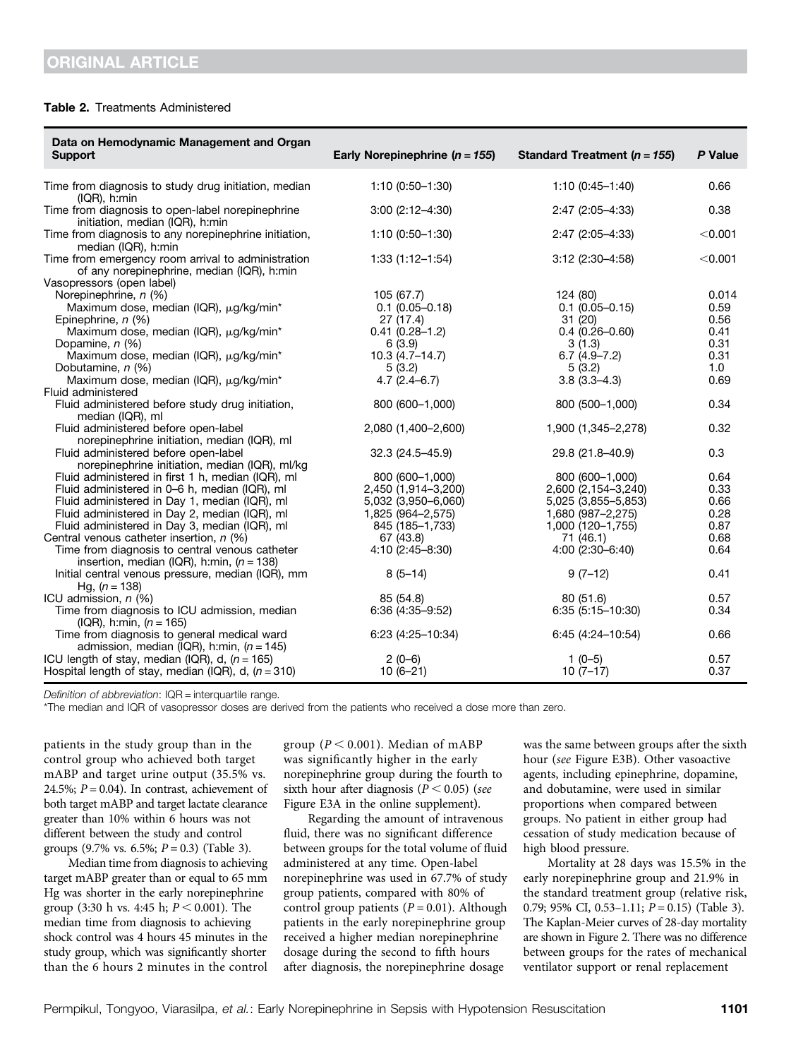**Table 2.** Treatments Administered

| Data on Hemodynamic Management and Organ Support | Early Norepinephrine (*n* = 155) | Standard Treatment (*n* = 155) | *P* Value |
|---|---|---|---|
| Time from diagnosis to study drug initiation, median (IQR), h:min | 1:10 (0:50–1:30) | 1:10 (0:45–1:40) | 0.66 |
| Time from diagnosis to open-label norepinephrine initiation, median (IQR), h:min | 3:00 (2:12–4:30) | 2:47 (2:05–4:33) | 0.38 |
| Time from diagnosis to any norepinephrine initiation, median (IQR), h:min | 1:10 (0:50–1:30) | 2:47 (2:05–4:33) | <0.001 |
| Time from emergency room arrival to administration of any norepinephrine, median (IQR), h:min | 1:33 (1:12–1:54) | 3:12 (2:30–4:58) | <0.001 |
| Vasopressors (open label) | | | |
| Norepinephrine, *n* (%) | 105 (67.7) | 124 (80) | 0.014 |
| Maximum dose, median (IQR), μg/kg/min* | 0.1 (0.05–0.18) | 0.1 (0.05–0.15) | 0.59 |
| Epinephrine, *n* (%) | 27 (17.4) | 31 (20) | 0.56 |
| Maximum dose, median (IQR), μg/kg/min* | 0.41 (0.28–1.2) | 0.4 (0.26–0.60) | 0.41 |
| Dopamine, *n* (%) | 6 (3.9) | 3 (1.3) | 0.31 |
| Maximum dose, median (IQR), μg/kg/min* | 10.3 (4.7–14.7) | 6.7 (4.9–7.2) | 0.31 |
| Dobutamine, *n* (%) | 5 (3.2) | 5 (3.2) | 1.0 |
| Maximum dose, median (IQR), μg/kg/min* | 4.7 (2.4–6.7) | 3.8 (3.3–4.3) | 0.69 |
| Fluid administered | | | |
| Fluid administered before study drug initiation, median (IQR), ml | 800 (600–1,000) | 800 (500–1,000) | 0.34 |
| Fluid administered before open-label norepinephrine initiation, median (IQR), ml | 2,080 (1,400–2,600) | 1,900 (1,345–2,278) | 0.32 |
| Fluid administered before open-label norepinephrine initiation, median (IQR), ml/kg | 32.3 (24.5–45.9) | 29.8 (21.8–40.9) | 0.3 |
| Fluid administered in first 1 h, median (IQR), ml | 800 (600–1,000) | 800 (600–1,000) | 0.64 |
| Fluid administered in 0–6 h, median (IQR), ml | 2,450 (1,914–3,200) | 2,600 (2,154–3,240) | 0.33 |
| Fluid administered in Day 1, median (IQR), ml | 5,032 (3,950–6,060) | 5,025 (3,855–5,853) | 0.66 |
| Fluid administered in Day 2, median (IQR), ml | 1,825 (964–2,575) | 1,680 (987–2,275) | 0.28 |
| Fluid administered in Day 3, median (IQR), ml | 845 (185–1,733) | 1,000 (120–1,755) | 0.87 |
| Central venous catheter insertion, *n* (%) | 67 (43.8) | 71 (46.1) | 0.68 |
| Time from diagnosis to central venous catheter insertion, median (IQR), h:min, (*n* = 138) | 4:10 (2:45–8:30) | 4:00 (2:30–6:40) | 0.64 |
| Initial central venous pressure, median (IQR), mm Hg, (*n* = 138) | 8 (5–14) | 9 (7–12) | 0.41 |
| ICU admission, *n* (%) | 85 (54.8) | 80 (51.6) | 0.57 |
| Time from diagnosis to ICU admission, median (IQR), h:min, (*n* = 165) | 6:36 (4:35–9:52) | 6:35 (5:15–10:30) | 0.34 |
| Time from diagnosis to general medical ward admission, median (IQR), h:min, (*n* = 145) | 6:23 (4:25–10:34) | 6:45 (4:24–10:54) | 0.66 |
| ICU length of stay, median (IQR), d, (*n* = 165) | 2 (0–6) | 1 (0–5) | 0.57 |
| Hospital length of stay, median (IQR), d, (*n* = 310) | 10 (6–21) | 10 (7–17) | 0.37 |

*Definition of abbreviation*: IQR = interquartile range.

*The median and IQR of vasopressor doses are derived from the patients who received a dose more than zero.

patients in the study group than in the control group who achieved both target mABP and target urine output (35.5% vs. 24.5%; $P = 0.04$). In contrast, achievement of both target mABP and target lactate clearance greater than 10% within 6 hours was not different between the study and control groups (9.7% vs. 6.5%; $P = 0.3$) (Table 3).

Median time from diagnosis to achieving target mABP greater than or equal to 65 mm Hg was shorter in the early norepinephrine group (3:30 h vs. 4:45 h; $P < 0.001$). The median time from diagnosis to achieving shock control was 4 hours 45 minutes in the study group, which was significantly shorter than the 6 hours 2 minutes in the control group ($P < 0.001$). Median of mABP was significantly higher in the early norepinephrine group during the fourth to sixth hour after diagnosis ($P < 0.05$) (*see* Figure E3A in the online supplement).

Regarding the amount of intravenous fluid, there was no significant difference between groups for the total volume of fluid administered at any time. Open-label norepinephrine was used in 67.7% of study group patients, compared with 80% of control group patients ($P = 0.01$). Although patients in the early norepinephrine group received a higher median norepinephrine dosage during the second to fifth hours after diagnosis, the norepinephrine dosage was the same between groups after the sixth hour (*see* Figure E3B). Other vasoactive agents, including epinephrine, dopamine, and dobutamine, were used in similar proportions when compared between groups. No patient in either group had cessation of study medication because of high blood pressure.

Mortality at 28 days was 15.5% in the early norepinephrine group and 21.9% in the standard treatment group (relative risk, 0.79; 95% CI, 0.53–1.11; $P = 0.15$) (Table 3). The Kaplan-Meier curves of 28-day mortality are shown in Figure 2. There was no difference between groups for the rates of mechanical ventilator support or renal replacement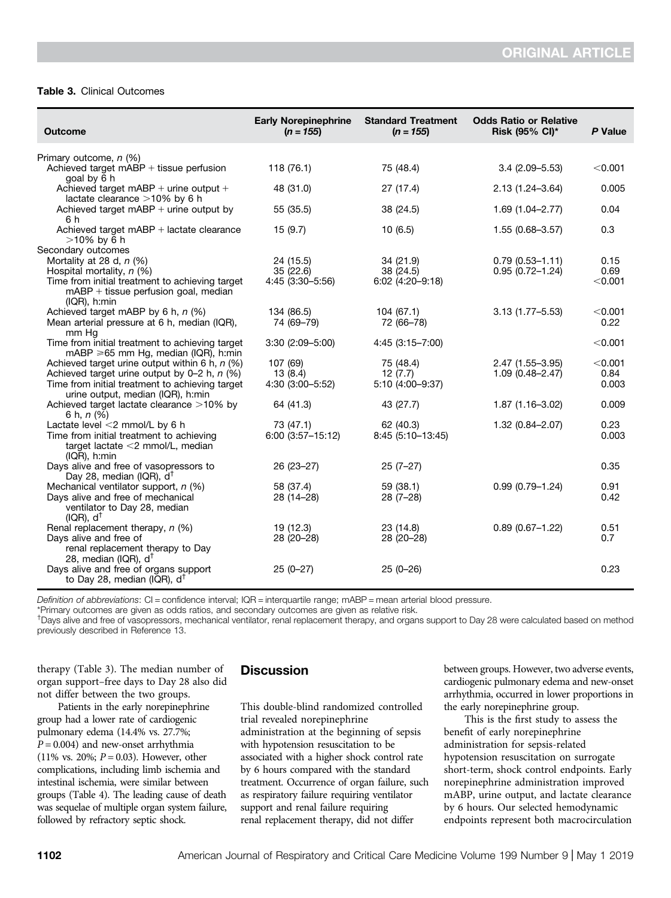**Table 3.** Clinical Outcomes

| Outcome | Early Norepinephrine (*n* = 155) | Standard Treatment (*n* = 155) | Odds Ratio or Relative Risk (95% CI)* | *P* Value |
|---|---|---|---|---|
| Primary outcome, *n* (%) | | | | |
| Achieved target mABP + tissue perfusion goal by 6 h | 118 (76.1) | 75 (48.4) | 3.4 (2.09–5.53) | <0.001 |
| Achieved target mABP + urine output + lactate clearance >10% by 6 h | 48 (31.0) | 27 (17.4) | 2.13 (1.24–3.64) | 0.005 |
| Achieved target mABP + urine output by 6 h | 55 (35.5) | 38 (24.5) | 1.69 (1.04–2.77) | 0.04 |
| Achieved target mABP + lactate clearance >10% by 6 h | 15 (9.7) | 10 (6.5) | 1.55 (0.68–3.57) | 0.3 |
| Secondary outcomes | | | | |
| Mortality at 28 d, *n* (%) | 24 (15.5) | 34 (21.9) | 0.79 (0.53–1.11) | 0.15 |
| Hospital mortality, *n* (%) | 35 (22.6) | 38 (24.5) | 0.95 (0.72–1.24) | 0.69 |
| Time from initial treatment to achieving target mABP + tissue perfusion goal, median (IQR), h:min | 4:45 (3:30–5:56) | 6:02 (4:20–9:18) | | <0.001 |
| Achieved target mABP by 6 h, *n* (%) | 134 (86.5) | 104 (67.1) | 3.13 (1.77–5.53) | <0.001 |
| Mean arterial pressure at 6 h, median (IQR), mm Hg | 74 (69–79) | 72 (66–78) | | 0.22 |
| Time from initial treatment to achieving target mABP ⩾65 mm Hg, median (IQR), h:min | 3:30 (2:09–5:00) | 4:45 (3:15–7:00) | | <0.001 |
| Achieved target urine output within 6 h, *n* (%) | 107 (69) | 75 (48.4) | 2.47 (1.55–3.95) | <0.001 |
| Achieved target urine output by 0–2 h, *n* (%) | 13 (8.4) | 12 (7.7) | 1.09 (0.48–2.47) | 0.84 |
| Time from initial treatment to achieving target urine output, median (IQR), h:min | 4:30 (3:00–5:52) | 5:10 (4:00–9:37) | | 0.003 |
| Achieved target lactate clearance >10% by 6 h, *n* (%) | 64 (41.3) | 43 (27.7) | 1.87 (1.16–3.02) | 0.009 |
| Lactate level <2 mmol/L by 6 h | 73 (47.1) | 62 (40.3) | 1.32 (0.84–2.07) | 0.23 |
| Time from initial treatment to achieving target lactate <2 mmol/L, median (IQR), h:min | 6:00 (3:57–15:12) | 8:45 (5:10–13:45) | | 0.003 |
| Days alive and free of vasopressors to Day 28, median (IQR), d[†] | 26 (23–27) | 25 (7–27) | | 0.35 |
| Mechanical ventilator support, *n* (%) | 58 (37.4) | 59 (38.1) | 0.99 (0.79–1.24) | 0.91 |
| Days alive and free of mechanical ventilator to Day 28, median (IQR), d[†] | 28 (14–28) | 28 (7–28) | | 0.42 |
| Renal replacement therapy, *n* (%) | 19 (12.3) | 23 (14.8) | 0.89 (0.67–1.22) | 0.51 |
| Days alive and free of renal replacement therapy to Day 28, median (IQR), d[†] | 28 (20–28) | 28 (20–28) | | 0.7 |
| Days alive and free of organs support to Day 28, median (IQR), d[†] | 25 (0–27) | 25 (0–26) | | 0.23 |

*Definition of abbreviations*: CI = confidence interval; IQR = interquartile range; mABP = mean arterial blood pressure.

*Primary outcomes are given as odds ratios, and secondary outcomes are given as relative risk.

[†]Days alive and free of vasopressors, mechanical ventilator, renal replacement therapy, and organs support to Day 28 were calculated based on method previously described in Reference 13.

therapy (Table 3). The median number of organ support–free days to Day 28 also did not differ between the two groups.

Patients in the early norepinephrine group had a lower rate of cardiogenic pulmonary edema (14.4% vs. 27.7%; $P = 0.004$) and new-onset arrhythmia (11% vs. 20%; $P = 0.03$). However, other complications, including limb ischemia and intestinal ischemia, were similar between groups (Table 4). The leading cause of death was sequelae of multiple organ system failure, followed by refractory septic shock.

## Discussion

This double-blind randomized controlled trial revealed norepinephrine administration at the beginning of sepsis with hypotension resuscitation to be associated with a higher shock control rate by 6 hours compared with the standard treatment. Occurrence of organ failure, such as respiratory failure requiring ventilator support and renal failure requiring renal replacement therapy, did not differ between groups. However, two adverse events, cardiogenic pulmonary edema and new-onset arrhythmia, occurred in lower proportions in the early norepinephrine group.

This is the first study to assess the benefit of early norepinephrine administration for sepsis-related hypotension resuscitation on surrogate short-term, shock control endpoints. Early norepinephrine administration improved mABP, urine output, and lactate clearance by 6 hours. Our selected hemodynamic endpoints represent both macrocirculation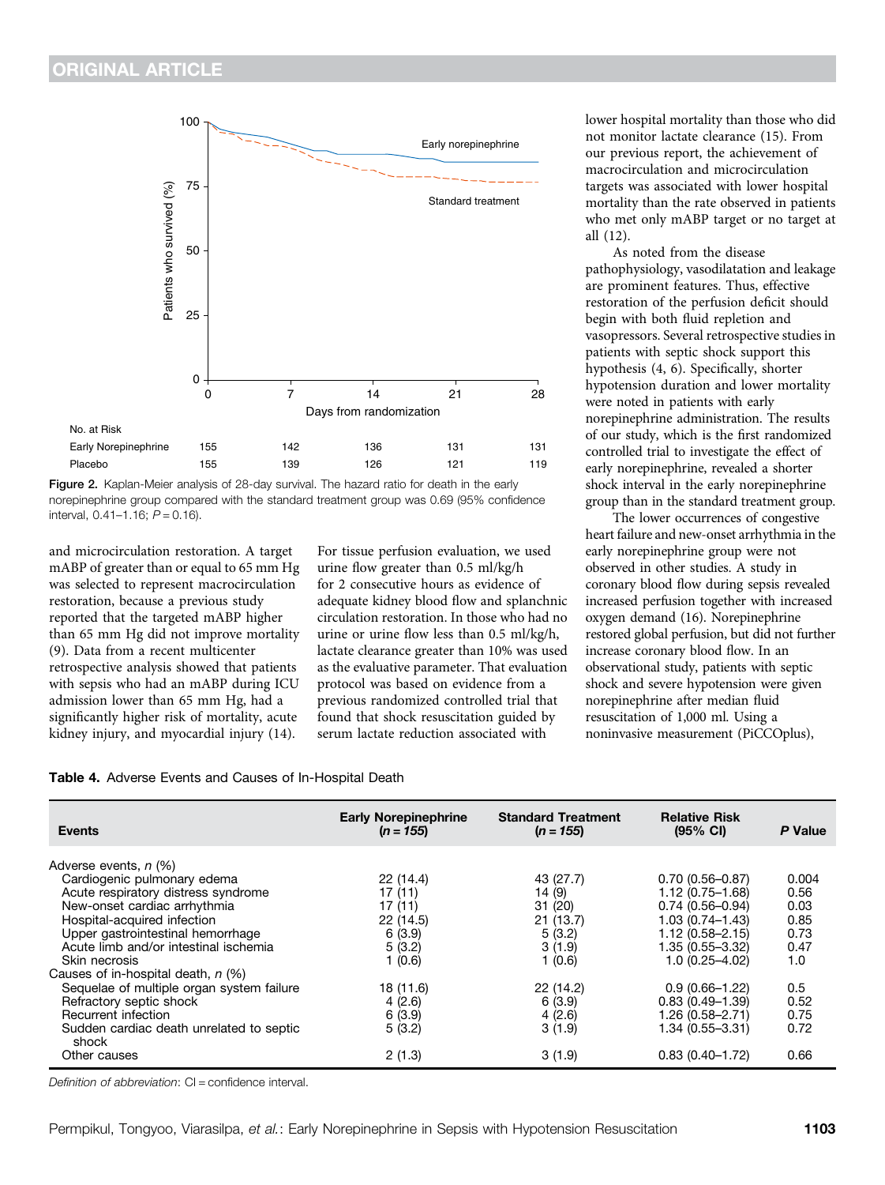Figure 2. Kaplan-Meier analysis of 28-day survival. The hazard ratio for death in the early norepinephrine group compared with the standard treatment group was 0.69 (95% confidence interval, 0.41–1.16; $P = 0.16$).

and microcirculation restoration. A target mABP of greater than or equal to 65 mm Hg was selected to represent macrocirculation restoration, because a previous study reported that the targeted mABP higher than 65 mm Hg did not improve mortality (9). Data from a recent multicenter retrospective analysis showed that patients with sepsis who had an mABP during ICU admission lower than 65 mm Hg, had a significantly higher risk of mortality, acute kidney injury, and myocardial injury (14). For tissue perfusion evaluation, we used urine flow greater than 0.5 ml/kg/h for 2 consecutive hours as evidence of adequate kidney blood flow and splanchnic circulation restoration. In those who had no urine or urine flow less than 0.5 ml/kg/h, lactate clearance greater than 10% was used as the evaluative parameter. That evaluation protocol was based on evidence from a previous randomized controlled trial that found that shock resuscitation guided by serum lactate reduction associated with lower hospital mortality than those who did not monitor lactate clearance (15). From our previous report, the achievement of macrocirculation and microcirculation targets was associated with lower hospital mortality than the rate observed in patients who met only mABP target or no target at all (12).

As noted from the disease pathophysiology, vasodilatation and leakage are prominent features. Thus, effective restoration of the perfusion deficit should begin with both fluid repletion and vasopressors. Several retrospective studies in patients with septic shock support this hypothesis (4, 6). Specifically, shorter hypotension duration and lower mortality were noted in patients with early norepinephrine administration. The results of our study, which is the first randomized controlled trial to investigate the effect of early norepinephrine, revealed a shorter shock interval in the early norepinephrine group than in the standard treatment group.

The lower occurrences of congestive heart failure and new-onset arrhythmia in the early norepinephrine group were not observed in other studies. A study in coronary blood flow during sepsis revealed increased perfusion together with increased oxygen demand (16). Norepinephrine restored global perfusion, but did not further increase coronary blood flow. In an observational study, patients with septic shock and severe hypotension were given norepinephrine after median fluid resuscitation of 1,000 ml. Using a noninvasive measurement (PiCCOplus),

**Table 4.** Adverse Events and Causes of In-Hospital Death

| Events | Early Norepinephrine (*n = 155*) | Standard Treatment (*n = 155*) | Relative Risk (95% CI) | *P* Value |
|---|---|---|---|---|
| Adverse events, *n* (%) | | | | |
| Cardiogenic pulmonary edema | 22 (14.4) | 43 (27.7) | 0.70 (0.56–0.87) | 0.004 |
| Acute respiratory distress syndrome | 17 (11) | 14 (9) | 1.12 (0.75–1.68) | 0.56 |
| New-onset cardiac arrhythmia | 17 (11) | 31 (20) | 0.74 (0.56–0.94) | 0.03 |
| Hospital-acquired infection | 22 (14.5) | 21 (13.7) | 1.03 (0.74–1.43) | 0.85 |
| Upper gastrointestinal hemorrhage | 6 (3.9) | 5 (3.2) | 1.12 (0.58–2.15) | 0.73 |
| Acute limb and/or intestinal ischemia | 5 (3.2) | 3 (1.9) | 1.35 (0.55–3.32) | 0.47 |
| Skin necrosis | 1 (0.6) | 1 (0.6) | 1.0 (0.25–4.02) | 1.0 |
| Causes of in-hospital death, *n* (%) | | | | |
| Sequelae of multiple organ system failure | 18 (11.6) | 22 (14.2) | 0.9 (0.66–1.22) | 0.5 |
| Refractory septic shock | 4 (2.6) | 6 (3.9) | 0.83 (0.49–1.39) | 0.52 |
| Recurrent infection | 6 (3.9) | 4 (2.6) | 1.26 (0.58–2.71) | 0.75 |
| Sudden cardiac death unrelated to septic shock | 5 (3.2) | 3 (1.9) | 1.34 (0.55–3.31) | 0.72 |
| Other causes | 2 (1.3) | 3 (1.9) | 0.83 (0.40–1.72) | 0.66 |

*Definition of abbreviation*: CI = confidence interval.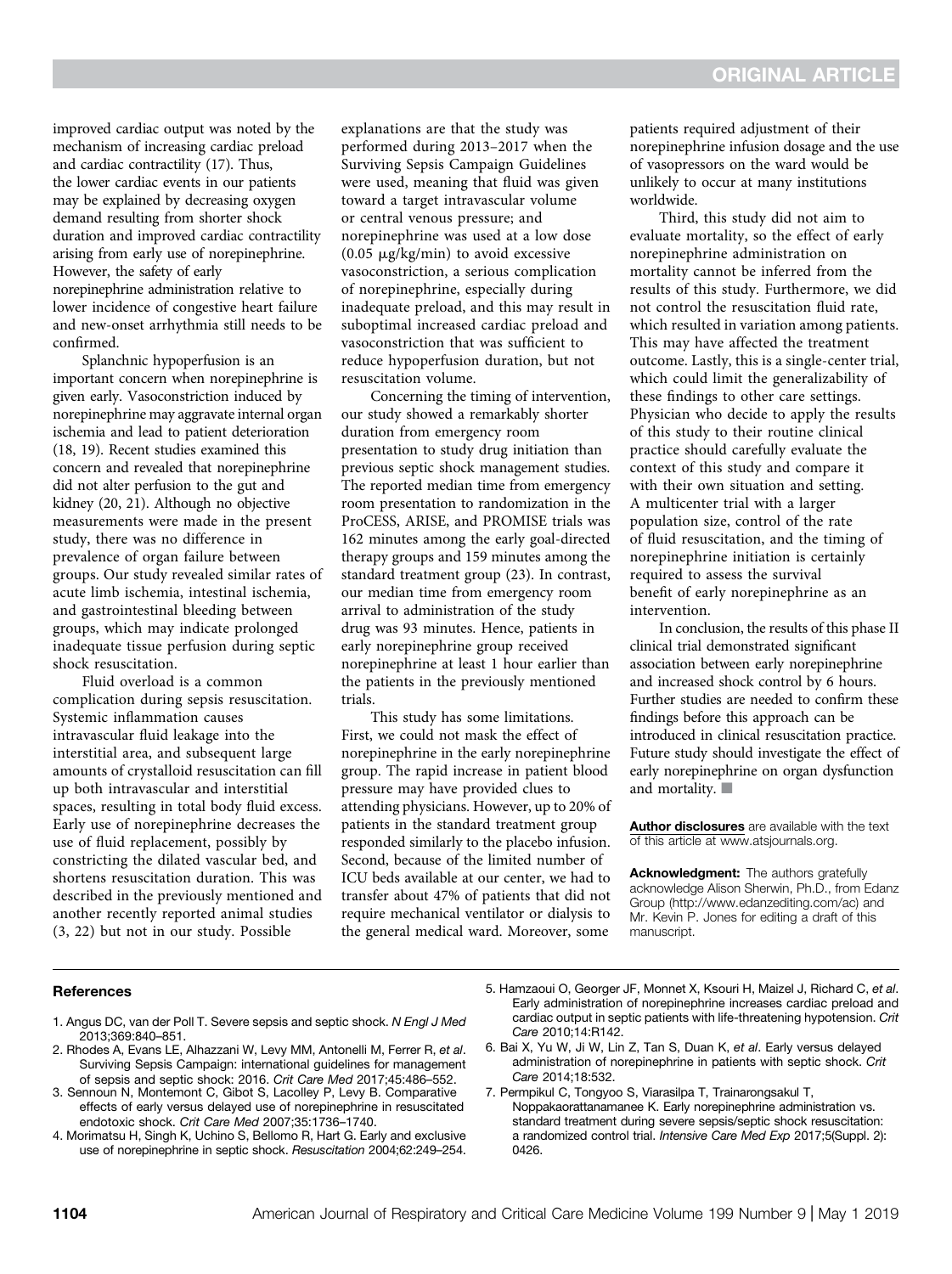improved cardiac output was noted by the mechanism of increasing cardiac preload and cardiac contractility (17). Thus, the lower cardiac events in our patients may be explained by decreasing oxygen demand resulting from shorter shock duration and improved cardiac contractility arising from early use of norepinephrine. However, the safety of early norepinephrine administration relative to lower incidence of congestive heart failure and new-onset arrhythmia still needs to be confirmed.

Splanchnic hypoperfusion is an important concern when norepinephrine is given early. Vasoconstriction induced by norepinephrine may aggravate internal organ ischemia and lead to patient deterioration (18, 19). Recent studies examined this concern and revealed that norepinephrine did not alter perfusion to the gut and kidney (20, 21). Although no objective measurements were made in the present study, there was no difference in prevalence of organ failure between groups. Our study revealed similar rates of acute limb ischemia, intestinal ischemia, and gastrointestinal bleeding between groups, which may indicate prolonged inadequate tissue perfusion during septic shock resuscitation.

Fluid overload is a common complication during sepsis resuscitation. Systemic inflammation causes intravascular fluid leakage into the interstitial area, and subsequent large amounts of crystalloid resuscitation can fill up both intravascular and interstitial spaces, resulting in total body fluid excess. Early use of norepinephrine decreases the use of fluid replacement, possibly by constricting the dilated vascular bed, and shortens resuscitation duration. This was described in the previously mentioned and another recently reported animal studies (3, 22) but not in our study. Possible explanations are that the study was performed during 2013–2017 when the Surviving Sepsis Campaign Guidelines were used, meaning that fluid was given toward a target intravascular volume or central venous pressure; and norepinephrine was used at a low dose (0.05 μg/kg/min) to avoid excessive vasoconstriction, a serious complication of norepinephrine, especially during inadequate preload, and this may result in suboptimal increased cardiac preload and vasoconstriction that was sufficient to reduce hypoperfusion duration, but not resuscitation volume.

Concerning the timing of intervention, our study showed a remarkably shorter duration from emergency room presentation to study drug initiation than previous septic shock management studies. The reported median time from emergency room presentation to randomization in the ProCESS, ARISE, and PROMISE trials was 162 minutes among the early goal-directed therapy groups and 159 minutes among the standard treatment group (23). In contrast, our median time from emergency room arrival to administration of the study drug was 93 minutes. Hence, patients in early norepinephrine group received norepinephrine at least 1 hour earlier than the patients in the previously mentioned trials.

This study has some limitations. First, we could not mask the effect of norepinephrine in the early norepinephrine group. The rapid increase in patient blood pressure may have provided clues to attending physicians. However, up to 20% of patients in the standard treatment group responded similarly to the placebo infusion. Second, because of the limited number of ICU beds available at our center, we had to transfer about 47% of patients that did not require mechanical ventilator or dialysis to the general medical ward. Moreover, some patients required adjustment of their norepinephrine infusion dosage and the use of vasopressors on the ward would be unlikely to occur at many institutions worldwide.

Third, this study did not aim to evaluate mortality, so the effect of early norepinephrine administration on mortality cannot be inferred from the results of this study. Furthermore, we did not control the resuscitation fluid rate, which resulted in variation among patients. This may have affected the treatment outcome. Lastly, this is a single-center trial, which could limit the generalizability of these findings to other care settings. Physician who decide to apply the results of this study to their routine clinical practice should carefully evaluate the context of this study and compare it with their own situation and setting. A multicenter trial with a larger population size, control of the rate of fluid resuscitation, and the timing of norepinephrine initiation is certainly required to assess the survival benefit of early norepinephrine as an intervention.

In conclusion, the results of this phase II clinical trial demonstrated significant association between early norepinephrine and increased shock control by 6 hours. Further studies are needed to confirm these findings before this approach can be introduced in clinical resuscitation practice. Future study should investigate the effect of early norepinephrine on organ dysfunction and mortality. ■

**Author disclosures** are available with the text of this article at www.atsjournals.org.

**Acknowledgment:** The authors gratefully acknowledge Alison Sherwin, Ph.D., from Edanz Group (http://www.edanzediting.com/ac) and Mr. Kevin P. Jones for editing a draft of this manuscript.

## References

1. Angus DC, van der Poll T. Severe sepsis and septic shock. *N Engl J Med* 2013;369:840–851.
2. Rhodes A, Evans LE, Alhazzani W, Levy MM, Antonelli M, Ferrer R, *et al*. Surviving Sepsis Campaign: international guidelines for management of sepsis and septic shock: 2016. *Crit Care Med* 2017;45:486–552.
3. Sennoun N, Montemont C, Gibot S, Lacolley P, Levy B. Comparative effects of early versus delayed use of norepinephrine in resuscitated endotoxic shock. *Crit Care Med* 2007;35:1736–1740.
4. Morimatsu H, Singh K, Uchino S, Bellomo R, Hart G. Early and exclusive use of norepinephrine in septic shock. *Resuscitation* 2004;62:249–254.
5. Hamzaoui O, Georger JF, Monnet X, Ksouri H, Maizel J, Richard C, *et al*. Early administration of norepinephrine increases cardiac preload and cardiac output in septic patients with life-threatening hypotension. *Crit Care* 2010;14:R142.
6. Bai X, Yu W, Ji W, Lin Z, Tan S, Duan K, *et al*. Early versus delayed administration of norepinephrine in patients with septic shock. *Crit Care* 2014;18:532.
7. Permpikul C, Tongyoo S, Viarasilpa T, Trainarongsakul T, Noppakaorattanamanee K. Early norepinephrine administration vs. standard treatment during severe sepsis/septic shock resuscitation: a randomized control trial. *Intensive Care Med Exp* 2017;5(Suppl. 2): 0426.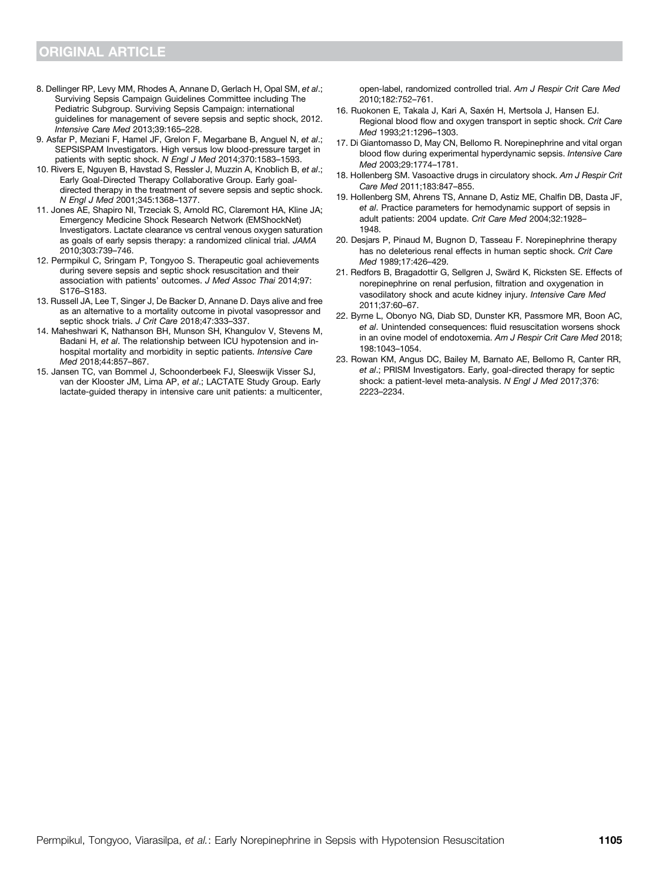8. Dellinger RP, Levy MM, Rhodes A, Annane D, Gerlach H, Opal SM, *et al*.; Surviving Sepsis Campaign Guidelines Committee including The Pediatric Subgroup. Surviving Sepsis Campaign: international guidelines for management of severe sepsis and septic shock, 2012. *Intensive Care Med* 2013;39:165–228.
9. Asfar P, Meziani F, Hamel JF, Grelon F, Megarbane B, Anguel N, *et al*.; SEPSISPAM Investigators. High versus low blood-pressure target in patients with septic shock. *N Engl J Med* 2014;370:1583–1593.
10. Rivers E, Nguyen B, Havstad S, Ressler J, Muzzin A, Knoblich B, *et al*.; Early Goal-Directed Therapy Collaborative Group. Early goal-directed therapy in the treatment of severe sepsis and septic shock. *N Engl J Med* 2001;345:1368–1377.
11. Jones AE, Shapiro NI, Trzeciak S, Arnold RC, Claremont HA, Kline JA; Emergency Medicine Shock Research Network (EMShockNet) Investigators. Lactate clearance vs central venous oxygen saturation as goals of early sepsis therapy: a randomized clinical trial. *JAMA* 2010;303:739–746.
12. Permpikul C, Sringam P, Tongyoo S. Therapeutic goal achievements during severe sepsis and septic shock resuscitation and their association with patients' outcomes. *J Med Assoc Thai* 2014;97: S176–S183.
13. Russell JA, Lee T, Singer J, De Backer D, Annane D. Days alive and free as an alternative to a mortality outcome in pivotal vasopressor and septic shock trials. *J Crit Care* 2018;47:333–337.
14. Maheshwari K, Nathanson BH, Munson SH, Khangulov V, Stevens M, Badani H, *et al*. The relationship between ICU hypotension and in-hospital mortality and morbidity in septic patients. *Intensive Care Med* 2018;44:857–867.
15. Jansen TC, van Bommel J, Schoonderbeek FJ, Sleeswijk Visser SJ, van der Klooster JM, Lima AP, *et al*.; LACTATE Study Group. Early lactate-guided therapy in intensive care unit patients: a multicenter, open-label, randomized controlled trial. *Am J Respir Crit Care Med* 2010;182:752–761.
16. Ruokonen E, Takala J, Kari A, Saxén H, Mertsola J, Hansen EJ. Regional blood flow and oxygen transport in septic shock. *Crit Care Med* 1993;21:1296–1303.
17. Di Giantomasso D, May CN, Bellomo R. Norepinephrine and vital organ blood flow during experimental hyperdynamic sepsis. *Intensive Care Med* 2003;29:1774–1781.
18. Hollenberg SM. Vasoactive drugs in circulatory shock. *Am J Respir Crit Care Med* 2011;183:847–855.
19. Hollenberg SM, Ahrens TS, Annane D, Astiz ME, Chalfin DB, Dasta JF, *et al*. Practice parameters for hemodynamic support of sepsis in adult patients: 2004 update. *Crit Care Med* 2004;32:1928–1948.
20. Desjars P, Pinaud M, Bugnon D, Tasseau F. Norepinephrine therapy has no deleterious renal effects in human septic shock. *Crit Care Med* 1989;17:426–429.
21. Redfors B, Bragadottir G, Sellgren J, Swärd K, Ricksten SE. Effects of norepinephrine on renal perfusion, filtration and oxygenation in vasodilatory shock and acute kidney injury. *Intensive Care Med* 2011;37:60–67.
22. Byrne L, Obonyo NG, Diab SD, Dunster KR, Passmore MR, Boon AC, *et al*. Unintended consequences: fluid resuscitation worsens shock in an ovine model of endotoxemia. *Am J Respir Crit Care Med* 2018; 198:1043–1054.
23. Rowan KM, Angus DC, Bailey M, Barnato AE, Bellomo R, Canter RR, *et al*.; PRISM Investigators. Early, goal-directed therapy for septic shock: a patient-level meta-analysis. *N Engl J Med* 2017;376: 2223–2234.